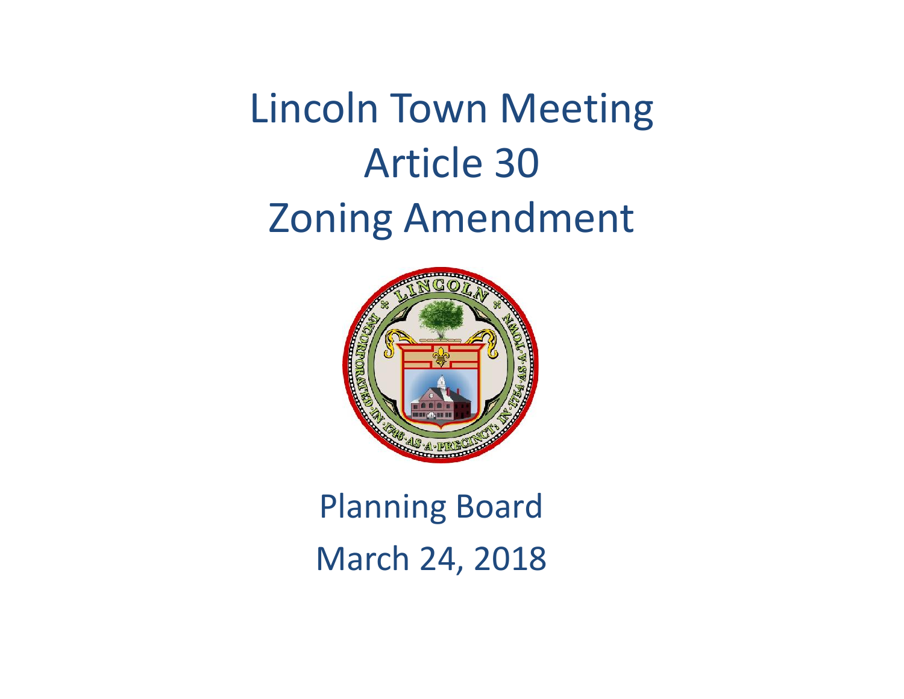# Lincoln Town Meeting
# Article 30
# Zoning Amendment

Planning Board

March 24, 2018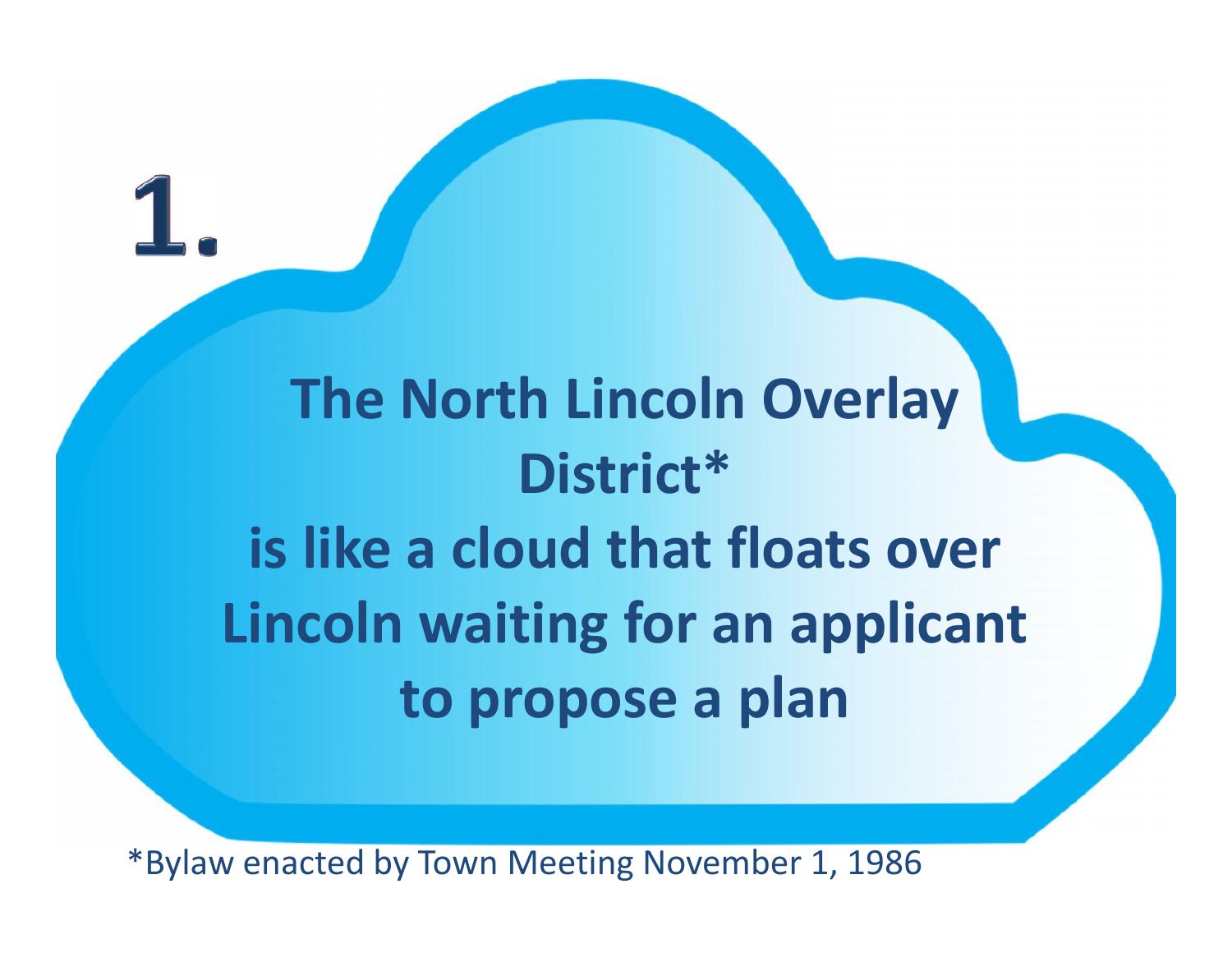# 1.

**The North Lincoln Overlay District***
**is like a cloud that floats over Lincoln waiting for an applicant to propose a plan**

*Bylaw enacted by Town Meeting November 1, 1986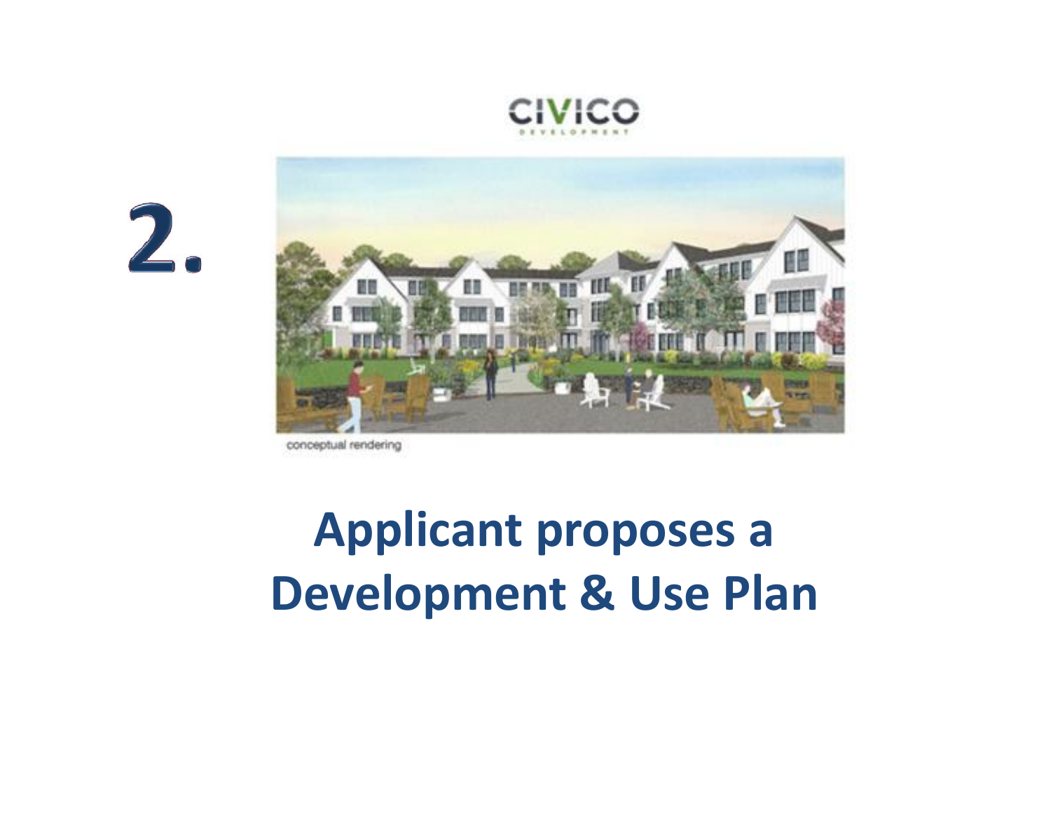CIVICO

DEVELOPMENT

2.

conceptual rendering

# Applicant proposes a Development & Use Plan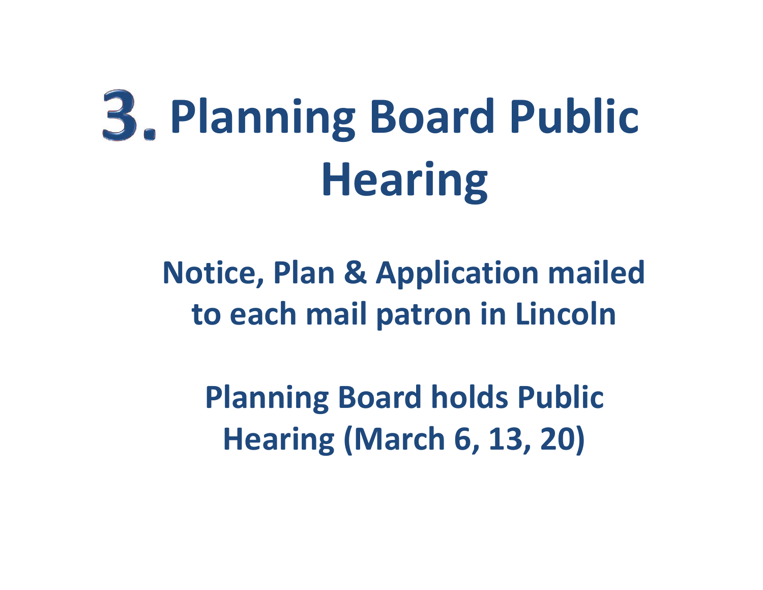# 3. Planning Board Public Hearing

**Notice, Plan & Application mailed to each mail patron in Lincoln**

**Planning Board holds Public Hearing (March 6, 13, 20)**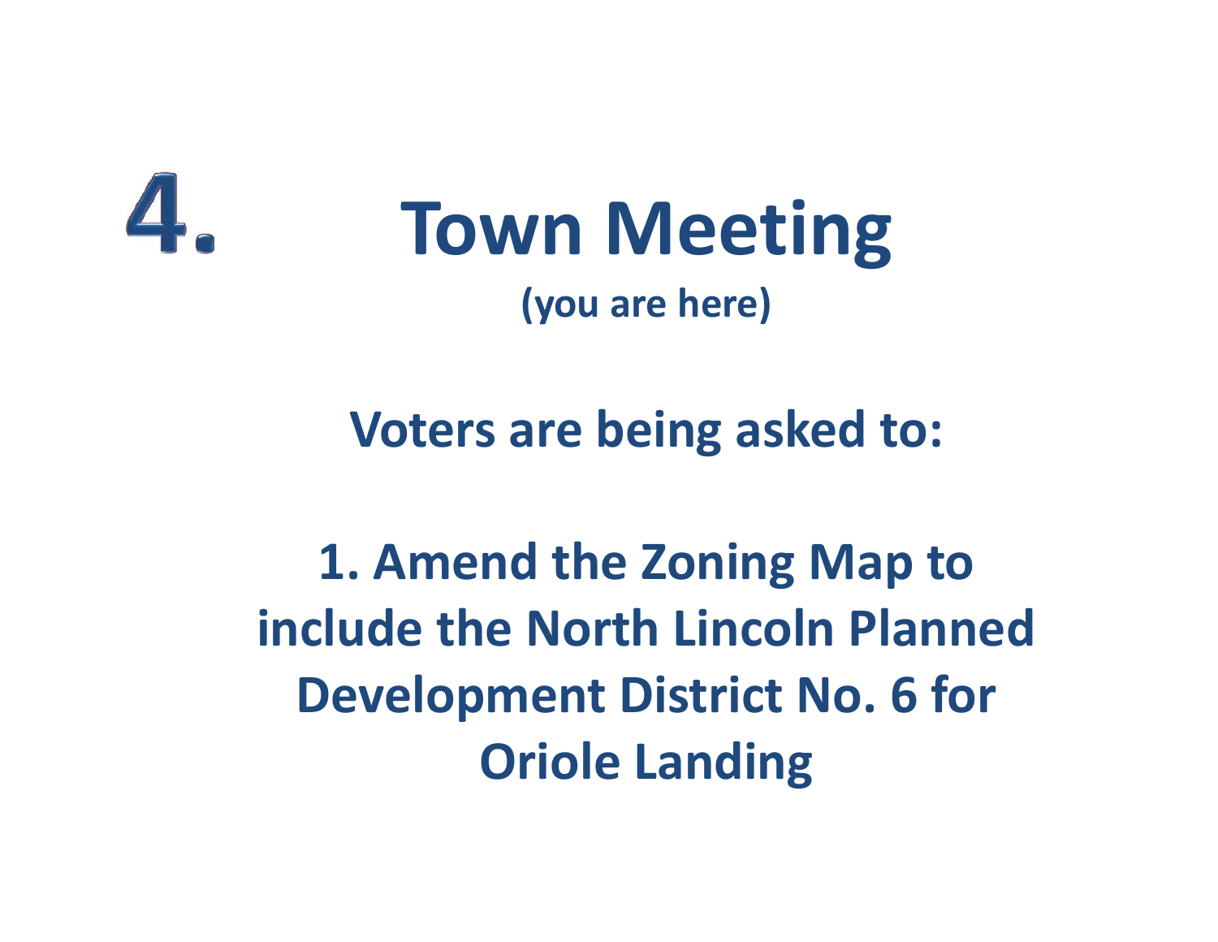# 4. Town Meeting

**(you are here)**

**Voters are being asked to:**

**1. Amend the Zoning Map to include the North Lincoln Planned Development District No. 6 for Oriole Landing**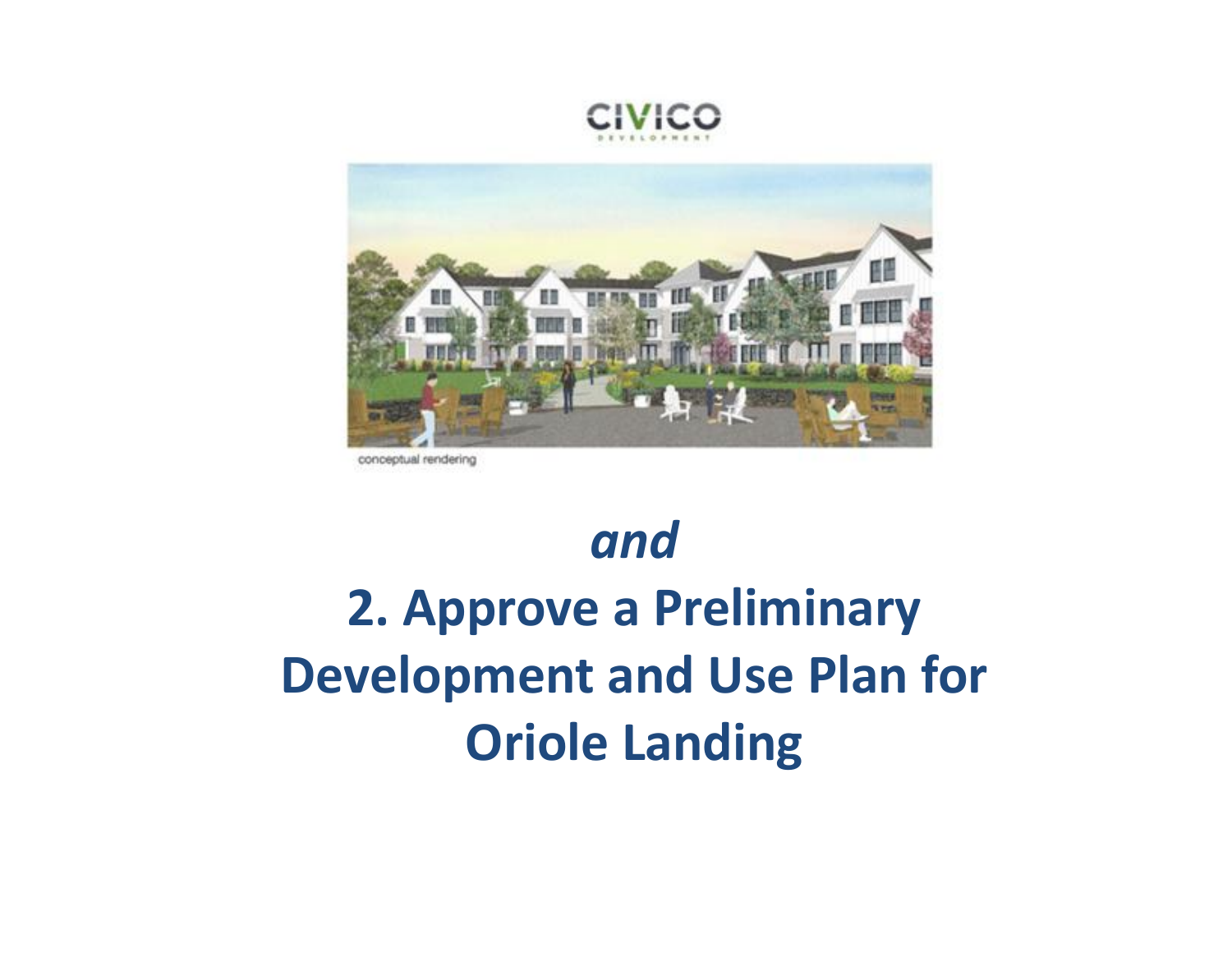CIVICO

DEVELOPMENT

conceptual rendering

*and*

# 2. Approve a Preliminary Development and Use Plan for Oriole Landing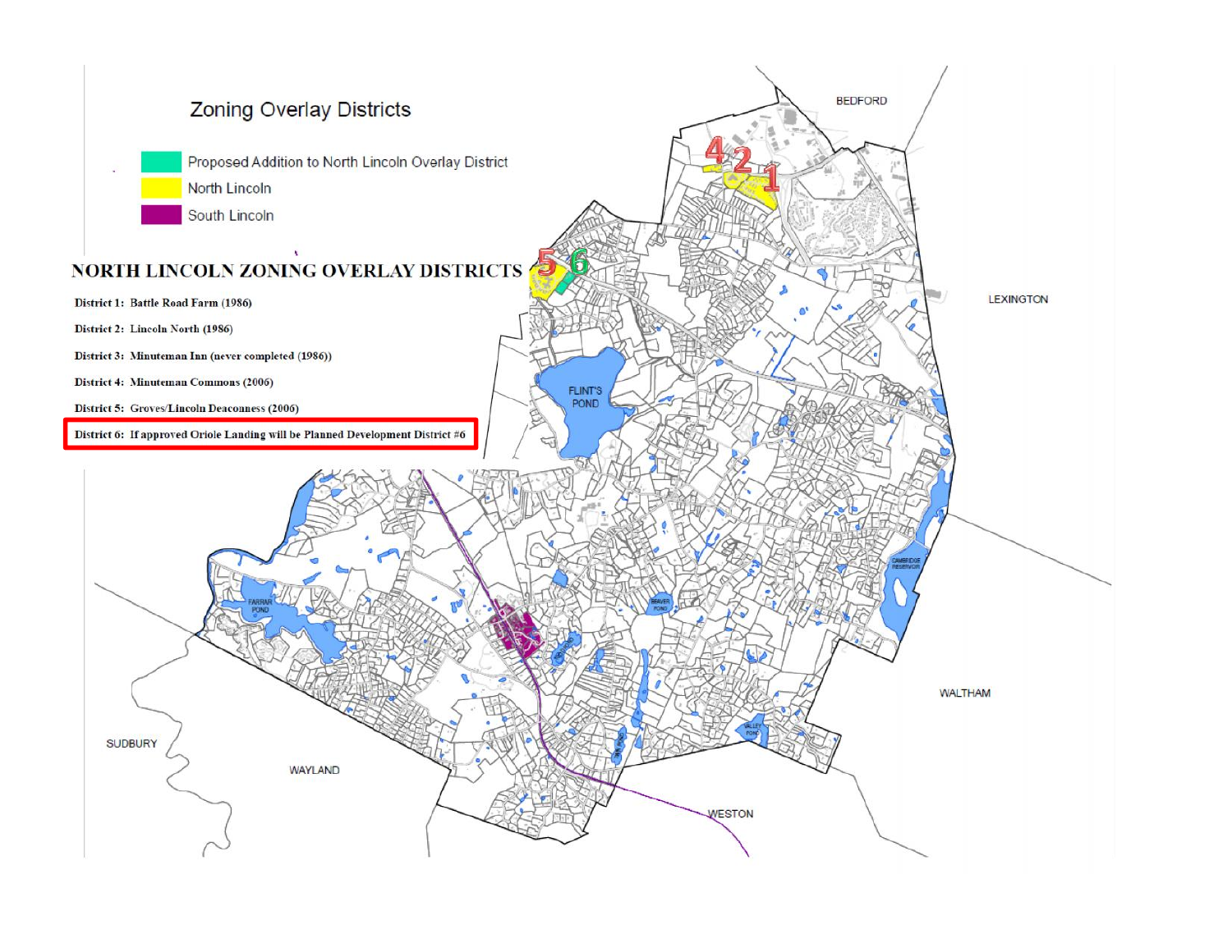## Zoning Overlay Districts

- Proposed Addition to North Lincoln Overlay District
- North Lincoln
- South Lincoln

## NORTH LINCOLN ZONING OVERLAY DISTRICTS

**District 1:** Battle Road Farm (1986)

**District 2:** Lincoln North (1986)

**District 3:** Minuteman Inn (never completed (1986))

**District 4:** Minuteman Commons (2006)

**District 5:** Groves/Lincoln Deaconness (2006)

**District 6:** If approved Oriole Landing will be Planned Development District #6

BEDFORD

LEXINGTON

FLINT'S POND

FARRAR POND

BEAVER POND

CAMBRIDGE RESERVOIR

WALTHAM

SUDBURY

WAYLAND

WESTON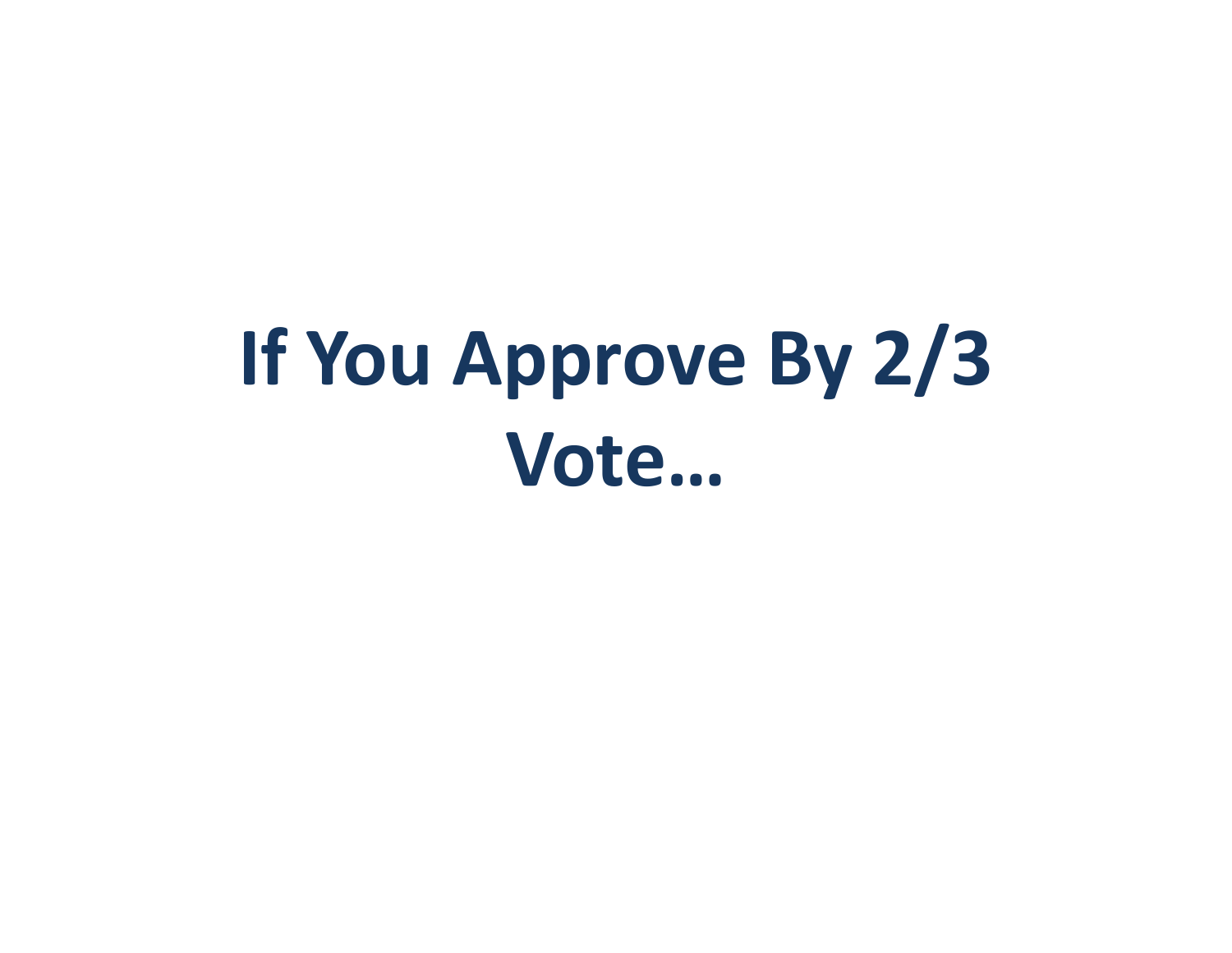# If You Approve By 2/3 Vote…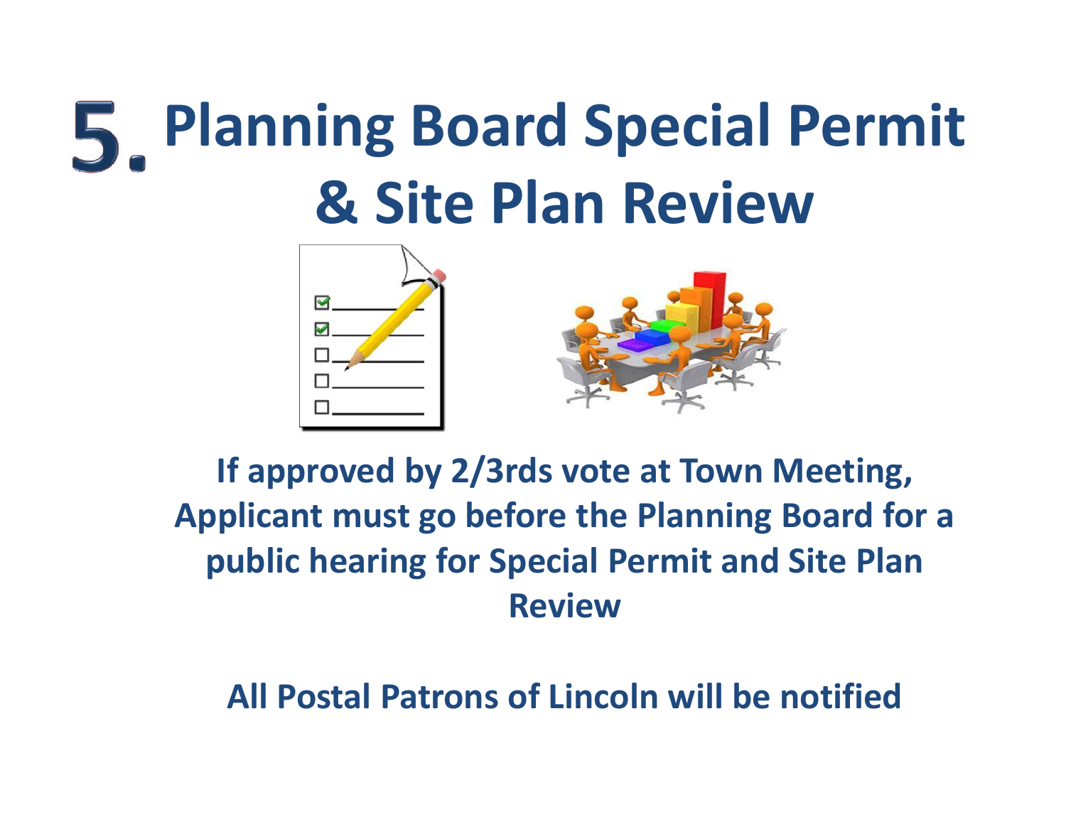# 5. Planning Board Special Permit & Site Plan Review

**If approved by 2/3rds vote at Town Meeting, Applicant must go before the Planning Board for a public hearing for Special Permit and Site Plan Review**

**All Postal Patrons of Lincoln will be notified**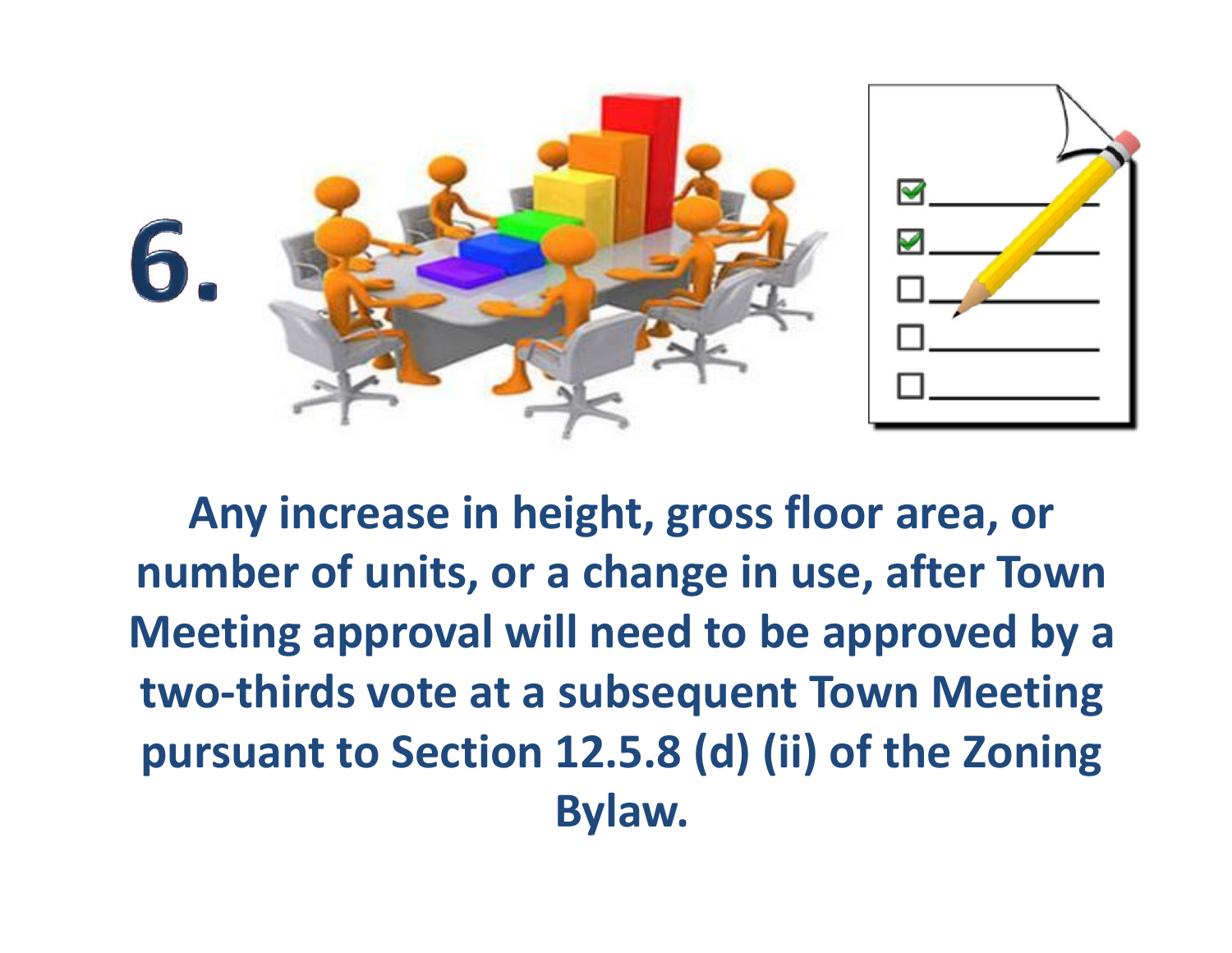# 6.

**Any increase in height, gross floor area, or number of units, or a change in use, after Town Meeting approval will need to be approved by a two-thirds vote at a subsequent Town Meeting pursuant to Section 12.5.8 (d) (ii) of the Zoning Bylaw.**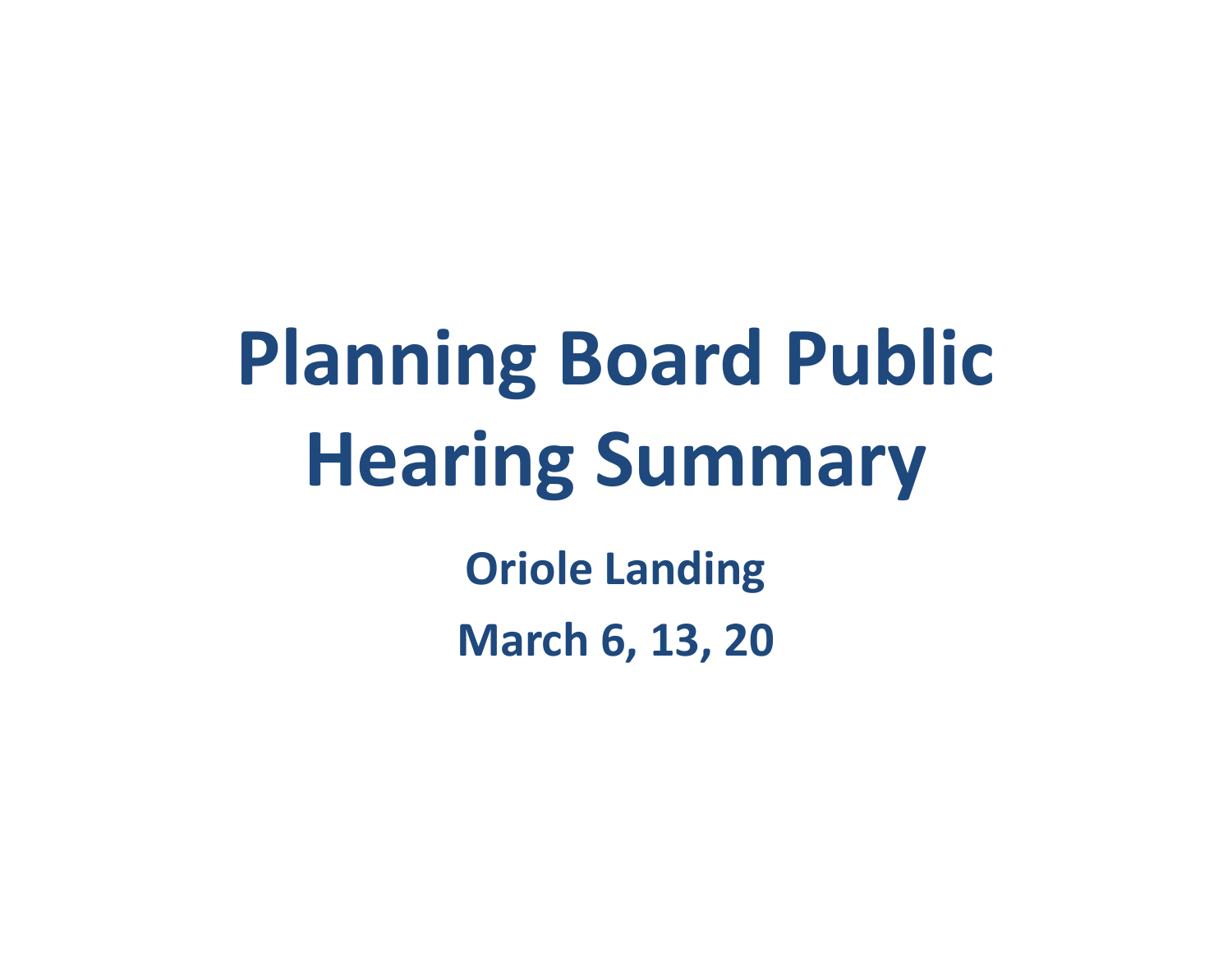# Planning Board Public Hearing Summary

**Oriole Landing**

**March 6, 13, 20**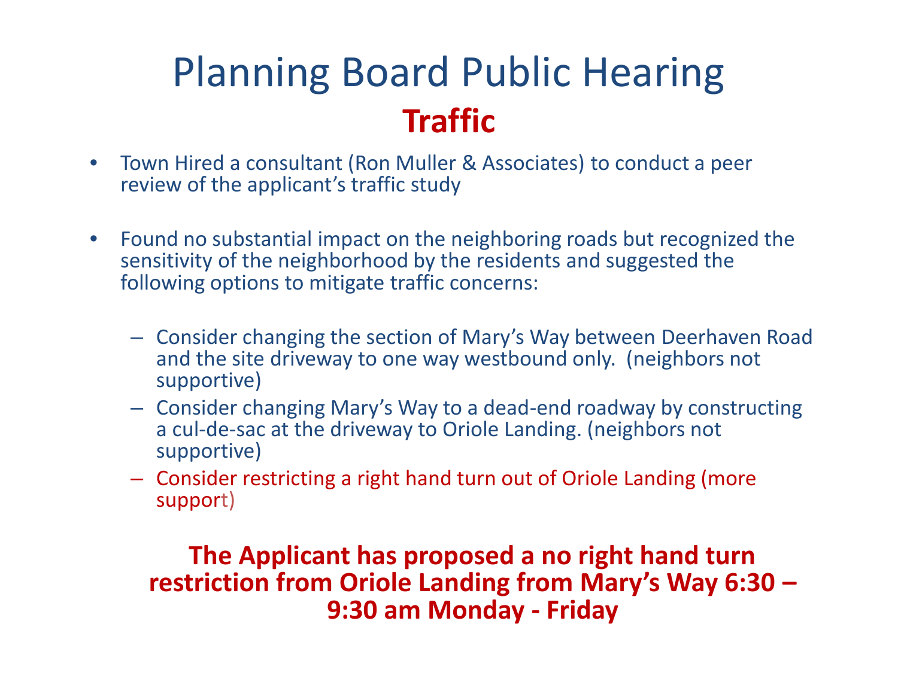# Planning Board Public Hearing

## Traffic

- Town Hired a consultant (Ron Muller & Associates) to conduct a peer review of the applicant's traffic study

- Found no substantial impact on the neighboring roads but recognized the sensitivity of the neighborhood by the residents and suggested the following options to mitigate traffic concerns:

  - Consider changing the section of Mary's Way between Deerhaven Road and the site driveway to one way westbound only. (neighbors not supportive)
  - Consider changing Mary's Way to a dead-end roadway by constructing a cul-de-sac at the driveway to Oriole Landing. (neighbors not supportive)
  - Consider restricting a right hand turn out of Oriole Landing (more support)

**The Applicant has proposed a no right hand turn restriction from Oriole Landing from Mary's Way 6:30 – 9:30 am Monday - Friday**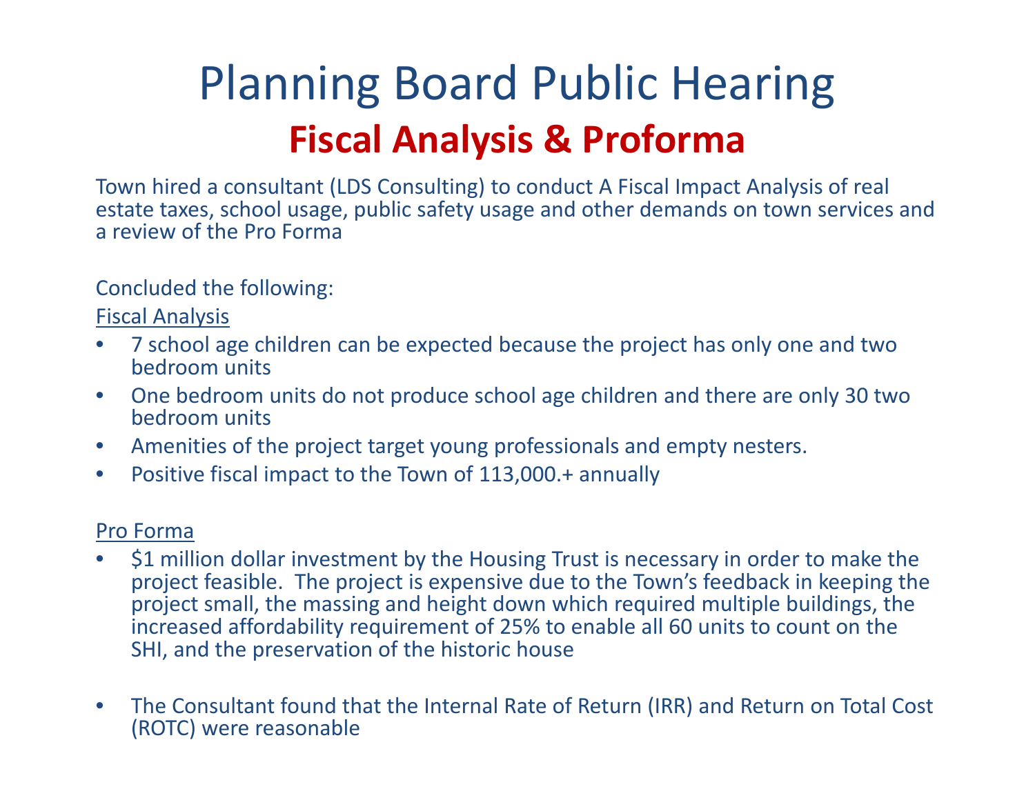# Planning Board Public Hearing

## Fiscal Analysis & Proforma

Town hired a consultant (LDS Consulting) to conduct A Fiscal Impact Analysis of real estate taxes, school usage, public safety usage and other demands on town services and a review of the Pro Forma

Concluded the following:

Fiscal Analysis

- 7 school age children can be expected because the project has only one and two bedroom units
- One bedroom units do not produce school age children and there are only 30 two bedroom units
- Amenities of the project target young professionals and empty nesters.
- Positive fiscal impact to the Town of 113,000.+ annually

Pro Forma

- $1 million dollar investment by the Housing Trust is necessary in order to make the project feasible. The project is expensive due to the Town's feedback in keeping the project small, the massing and height down which required multiple buildings, the increased affordability requirement of 25% to enable all 60 units to count on the SHI, and the preservation of the historic house
- The Consultant found that the Internal Rate of Return (IRR) and Return on Total Cost (ROTC) were reasonable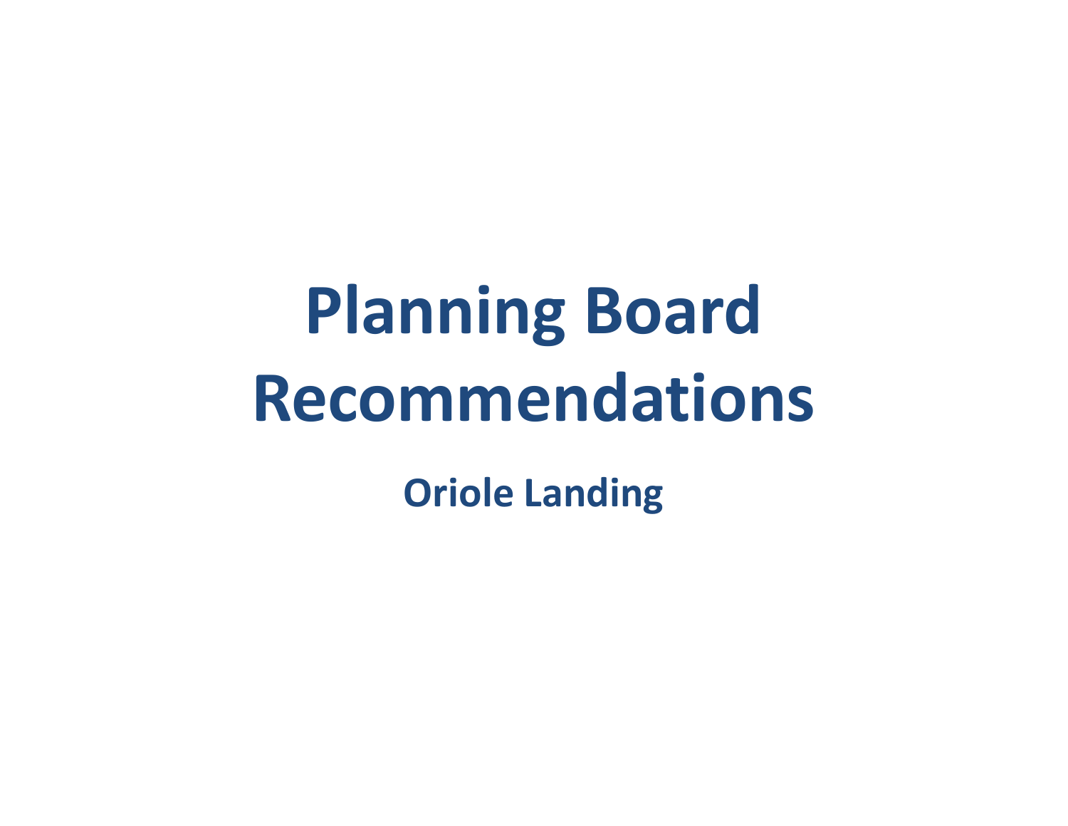# Planning Board Recommendations

## Oriole Landing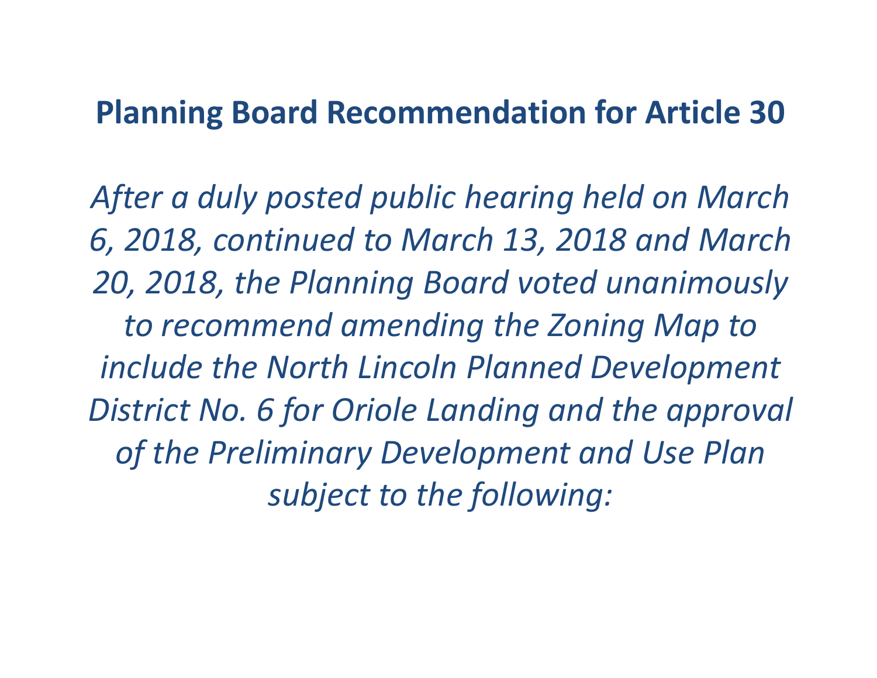# Planning Board Recommendation for Article 30

*After a duly posted public hearing held on March 6, 2018, continued to March 13, 2018 and March 20, 2018, the Planning Board voted unanimously to recommend amending the Zoning Map to include the North Lincoln Planned Development District No. 6 for Oriole Landing and the approval of the Preliminary Development and Use Plan subject to the following:*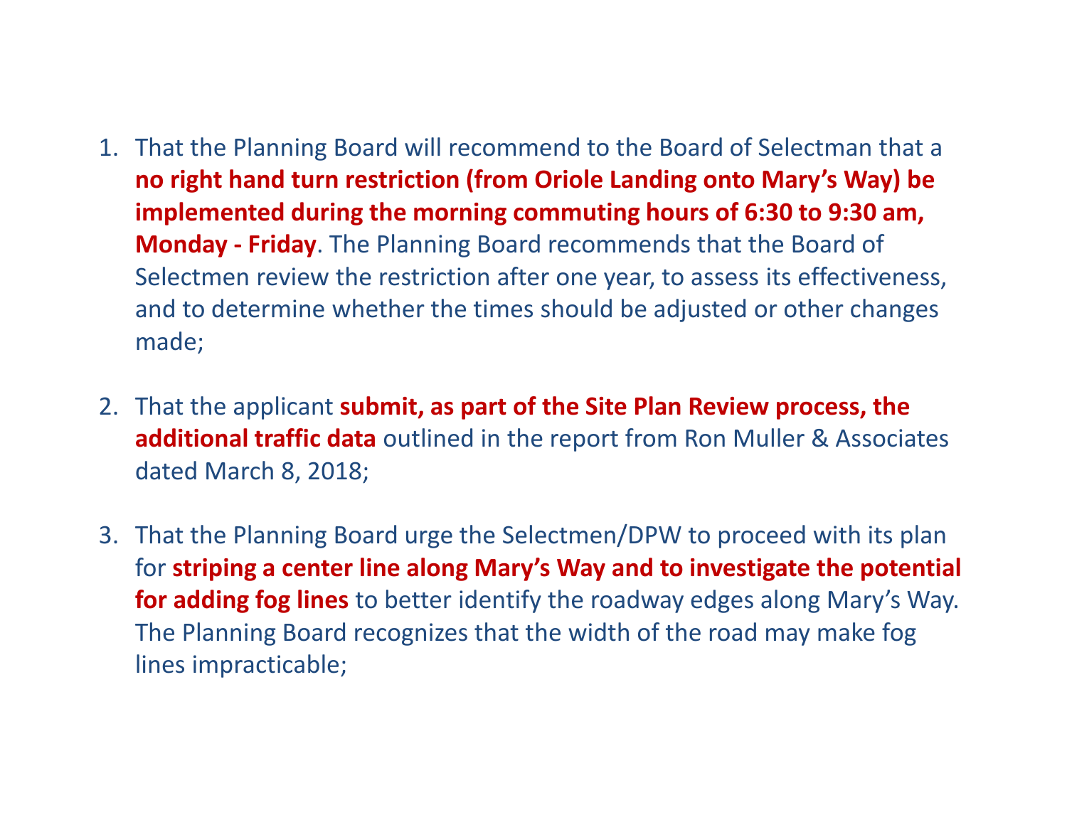1. That the Planning Board will recommend to the Board of Selectman that a **no right hand turn restriction (from Oriole Landing onto Mary's Way) be implemented during the morning commuting hours of 6:30 to 9:30 am, Monday - Friday**. The Planning Board recommends that the Board of Selectmen review the restriction after one year, to assess its effectiveness, and to determine whether the times should be adjusted or other changes made;

2. That the applicant **submit, as part of the Site Plan Review process, the additional traffic data** outlined in the report from Ron Muller & Associates dated March 8, 2018;

3. That the Planning Board urge the Selectmen/DPW to proceed with its plan for **striping a center line along Mary's Way and to investigate the potential for adding fog lines** to better identify the roadway edges along Mary's Way. The Planning Board recognizes that the width of the road may make fog lines impracticable;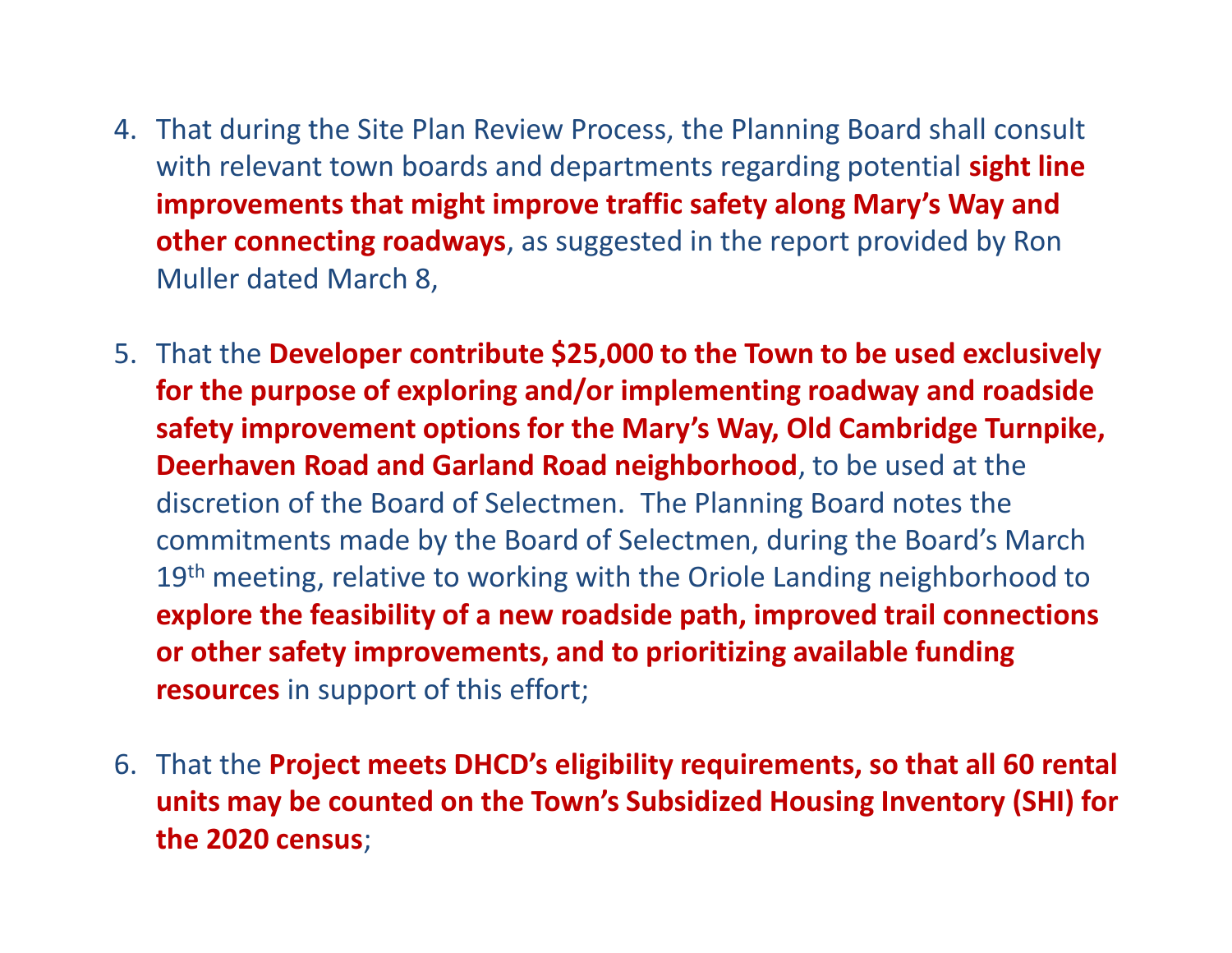4. That during the Site Plan Review Process, the Planning Board shall consult with relevant town boards and departments regarding potential **sight line improvements that might improve traffic safety along Mary's Way and other connecting roadways**, as suggested in the report provided by Ron Muller dated March 8,

5. That the **Developer contribute $25,000 to the Town to be used exclusively for the purpose of exploring and/or implementing roadway and roadside safety improvement options for the Mary's Way, Old Cambridge Turnpike, Deerhaven Road and Garland Road neighborhood**, to be used at the discretion of the Board of Selectmen. The Planning Board notes the commitments made by the Board of Selectmen, during the Board's March 19th meeting, relative to working with the Oriole Landing neighborhood to **explore the feasibility of a new roadside path, improved trail connections or other safety improvements, and to prioritizing available funding resources** in support of this effort;

6. That the **Project meets DHCD's eligibility requirements, so that all 60 rental units may be counted on the Town's Subsidized Housing Inventory (SHI) for the 2020 census**;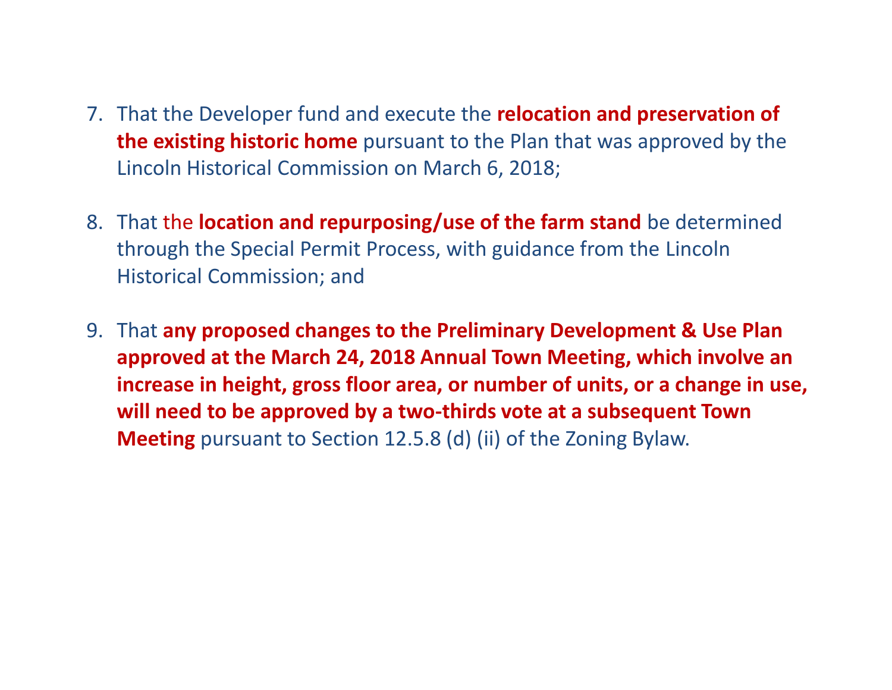7. That the Developer fund and execute the **relocation and preservation of the existing historic home** pursuant to the Plan that was approved by the Lincoln Historical Commission on March 6, 2018;

8. That the **location and repurposing/use of the farm stand** be determined through the Special Permit Process, with guidance from the Lincoln Historical Commission; and

9. That **any proposed changes to the Preliminary Development & Use Plan approved at the March 24, 2018 Annual Town Meeting, which involve an increase in height, gross floor area, or number of units, or a change in use, will need to be approved by a two-thirds vote at a subsequent Town Meeting** pursuant to Section 12.5.8 (d) (ii) of the Zoning Bylaw.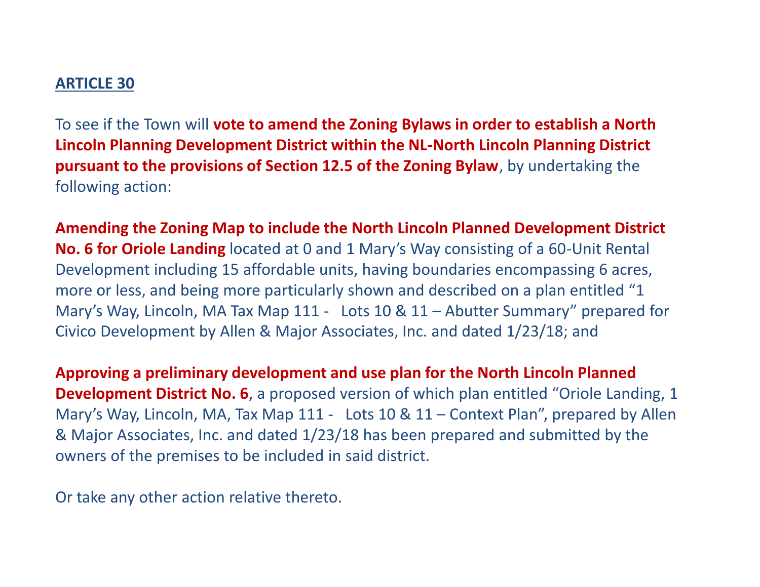## ARTICLE 30

To see if the Town will **vote to amend the Zoning Bylaws in order to establish a North Lincoln Planning Development District within the NL-North Lincoln Planning District pursuant to the provisions of Section 12.5 of the Zoning Bylaw**, by undertaking the following action:

**Amending the Zoning Map to include the North Lincoln Planned Development District No. 6 for Oriole Landing** located at 0 and 1 Mary's Way consisting of a 60-Unit Rental Development including 15 affordable units, having boundaries encompassing 6 acres, more or less, and being more particularly shown and described on a plan entitled "1 Mary's Way, Lincoln, MA Tax Map 111 - Lots 10 & 11 – Abutter Summary" prepared for Civico Development by Allen & Major Associates, Inc. and dated 1/23/18; and

**Approving a preliminary development and use plan for the North Lincoln Planned Development District No. 6**, a proposed version of which plan entitled "Oriole Landing, 1 Mary's Way, Lincoln, MA, Tax Map 111 - Lots 10 & 11 – Context Plan", prepared by Allen & Major Associates, Inc. and dated 1/23/18 has been prepared and submitted by the owners of the premises to be included in said district.

Or take any other action relative thereto.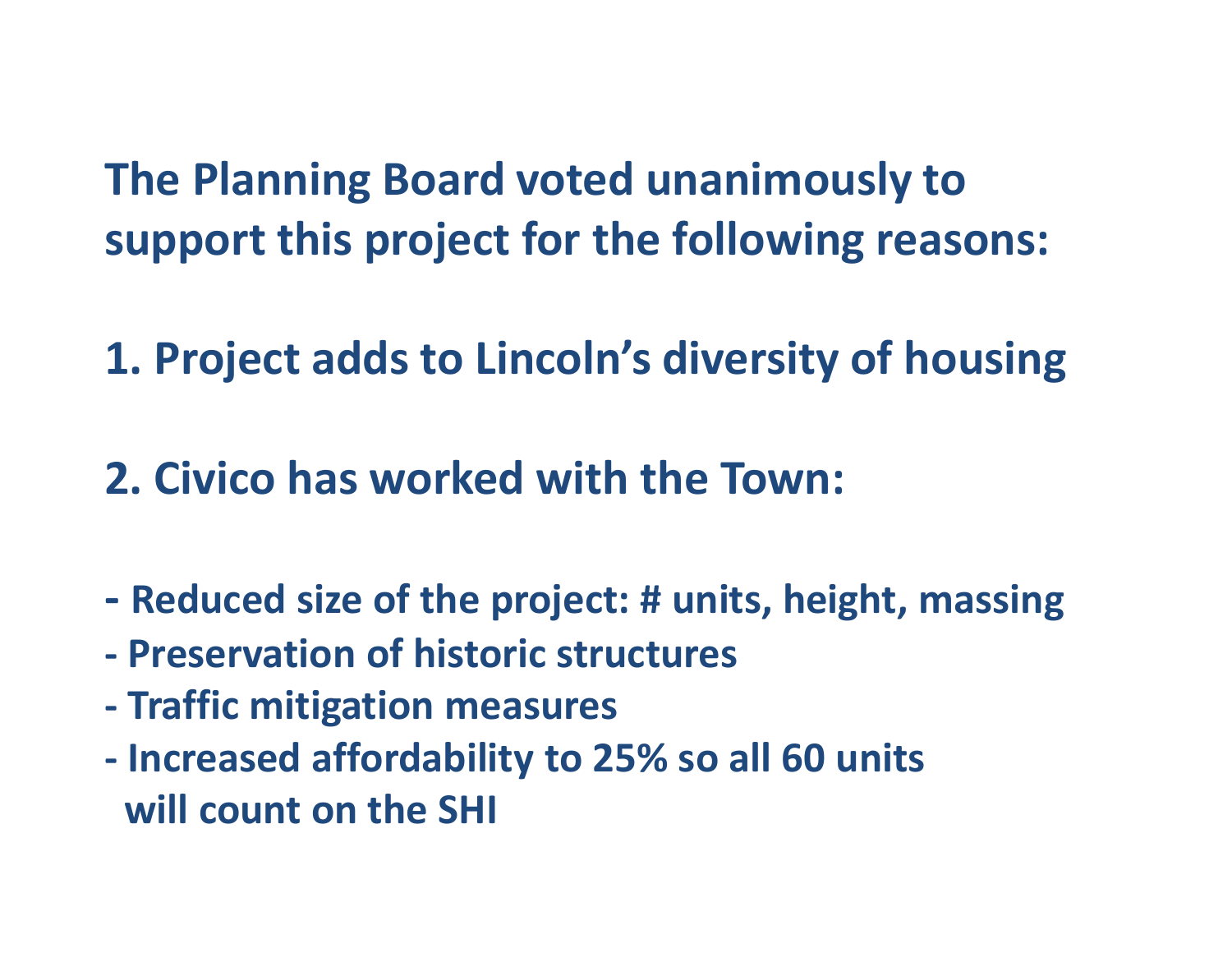**The Planning Board voted unanimously to support this project for the following reasons:**

**1. Project adds to Lincoln's diversity of housing**

**2. Civico has worked with the Town:**

- **Reduced size of the project: # units, height, massing**
- **Preservation of historic structures**
- **Traffic mitigation measures**
- **Increased affordability to 25% so all 60 units will count on the SHI**